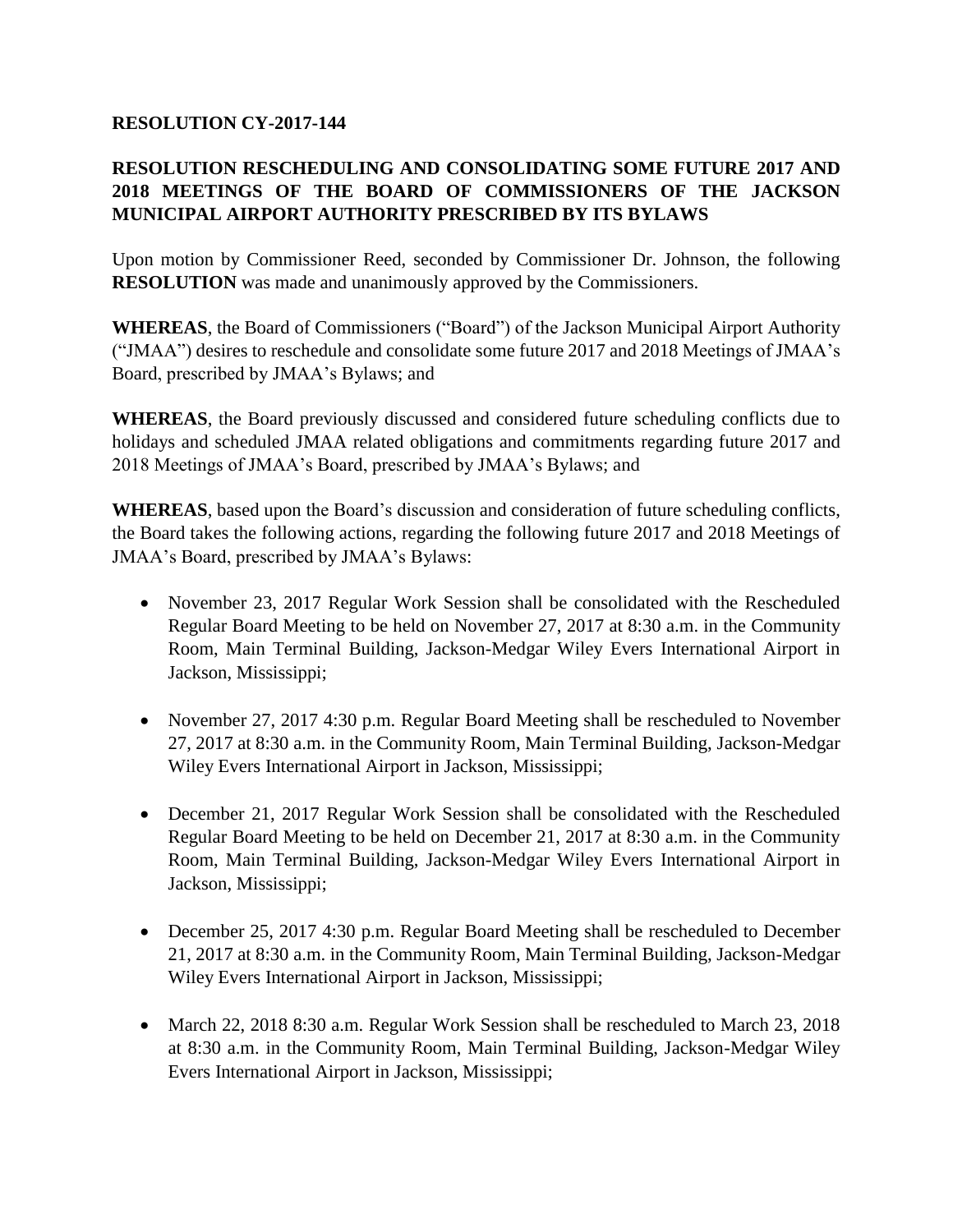**RESOLUTION CY-2017-144**

**RESOLUTION RESCHEDULING AND CONSOLIDATING SOME FUTURE 2017 AND 2018 MEETINGS OF THE BOARD OF COMMISSIONERS OF THE JACKSON MUNICIPAL AIRPORT AUTHORITY PRESCRIBED BY ITS BYLAWS**

Upon motion by Commissioner Reed, seconded by Commissioner Dr. Johnson, the following **RESOLUTION** was made and unanimously approved by the Commissioners.

**WHEREAS**, the Board of Commissioners ("Board") of the Jackson Municipal Airport Authority ("JMAA") desires to reschedule and consolidate some future 2017 and 2018 Meetings of JMAA's Board, prescribed by JMAA's Bylaws; and

**WHEREAS**, the Board previously discussed and considered future scheduling conflicts due to holidays and scheduled JMAA related obligations and commitments regarding future 2017 and 2018 Meetings of JMAA's Board, prescribed by JMAA's Bylaws; and

**WHEREAS**, based upon the Board's discussion and consideration of future scheduling conflicts, the Board takes the following actions, regarding the following future 2017 and 2018 Meetings of JMAA's Board, prescribed by JMAA's Bylaws:

- November 23, 2017 Regular Work Session shall be consolidated with the Rescheduled Regular Board Meeting to be held on November 27, 2017 at 8:30 a.m. in the Community Room, Main Terminal Building, Jackson-Medgar Wiley Evers International Airport in Jackson, Mississippi;

- November 27, 2017 4:30 p.m. Regular Board Meeting shall be rescheduled to November 27, 2017 at 8:30 a.m. in the Community Room, Main Terminal Building, Jackson-Medgar Wiley Evers International Airport in Jackson, Mississippi;

- December 21, 2017 Regular Work Session shall be consolidated with the Rescheduled Regular Board Meeting to be held on December 21, 2017 at 8:30 a.m. in the Community Room, Main Terminal Building, Jackson-Medgar Wiley Evers International Airport in Jackson, Mississippi;

- December 25, 2017 4:30 p.m. Regular Board Meeting shall be rescheduled to December 21, 2017 at 8:30 a.m. in the Community Room, Main Terminal Building, Jackson-Medgar Wiley Evers International Airport in Jackson, Mississippi;

- March 22, 2018 8:30 a.m. Regular Work Session shall be rescheduled to March 23, 2018 at 8:30 a.m. in the Community Room, Main Terminal Building, Jackson-Medgar Wiley Evers International Airport in Jackson, Mississippi;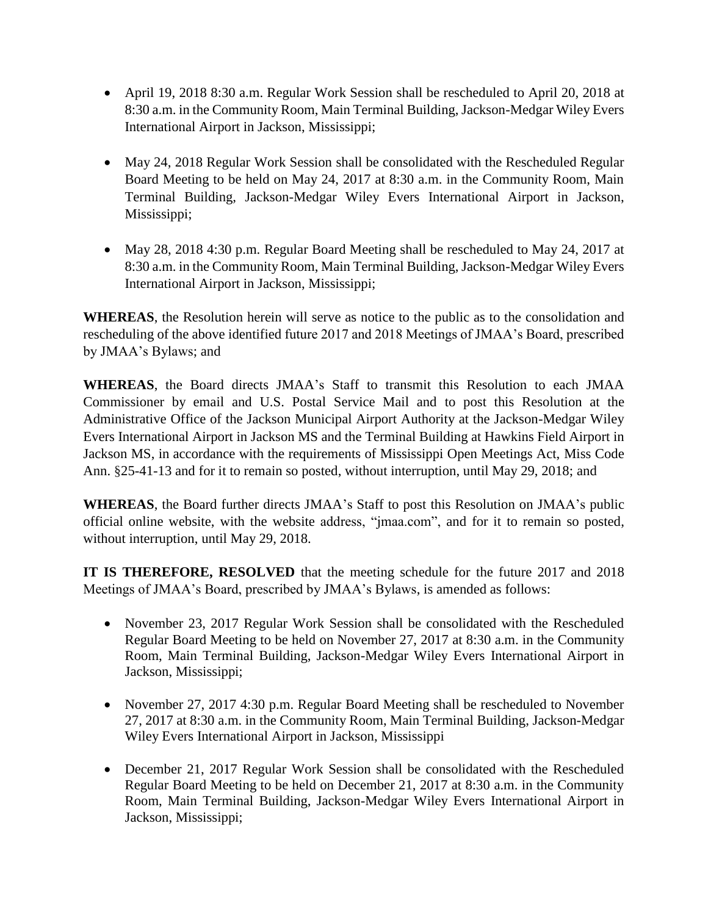- April 19, 2018 8:30 a.m. Regular Work Session shall be rescheduled to April 20, 2018 at 8:30 a.m. in the Community Room, Main Terminal Building, Jackson-Medgar Wiley Evers International Airport in Jackson, Mississippi;

- May 24, 2018 Regular Work Session shall be consolidated with the Rescheduled Regular Board Meeting to be held on May 24, 2017 at 8:30 a.m. in the Community Room, Main Terminal Building, Jackson-Medgar Wiley Evers International Airport in Jackson, Mississippi;

- May 28, 2018 4:30 p.m. Regular Board Meeting shall be rescheduled to May 24, 2017 at 8:30 a.m. in the Community Room, Main Terminal Building, Jackson-Medgar Wiley Evers International Airport in Jackson, Mississippi;

**WHEREAS**, the Resolution herein will serve as notice to the public as to the consolidation and rescheduling of the above identified future 2017 and 2018 Meetings of JMAA's Board, prescribed by JMAA's Bylaws; and

**WHEREAS**, the Board directs JMAA's Staff to transmit this Resolution to each JMAA Commissioner by email and U.S. Postal Service Mail and to post this Resolution at the Administrative Office of the Jackson Municipal Airport Authority at the Jackson-Medgar Wiley Evers International Airport in Jackson MS and the Terminal Building at Hawkins Field Airport in Jackson MS, in accordance with the requirements of Mississippi Open Meetings Act, Miss Code Ann. §25-41-13 and for it to remain so posted, without interruption, until May 29, 2018; and

**WHEREAS**, the Board further directs JMAA's Staff to post this Resolution on JMAA's public official online website, with the website address, "jmaa.com", and for it to remain so posted, without interruption, until May 29, 2018.

**IT IS THEREFORE, RESOLVED** that the meeting schedule for the future 2017 and 2018 Meetings of JMAA's Board, prescribed by JMAA's Bylaws, is amended as follows:

- November 23, 2017 Regular Work Session shall be consolidated with the Rescheduled Regular Board Meeting to be held on November 27, 2017 at 8:30 a.m. in the Community Room, Main Terminal Building, Jackson-Medgar Wiley Evers International Airport in Jackson, Mississippi;

- November 27, 2017 4:30 p.m. Regular Board Meeting shall be rescheduled to November 27, 2017 at 8:30 a.m. in the Community Room, Main Terminal Building, Jackson-Medgar Wiley Evers International Airport in Jackson, Mississippi

- December 21, 2017 Regular Work Session shall be consolidated with the Rescheduled Regular Board Meeting to be held on December 21, 2017 at 8:30 a.m. in the Community Room, Main Terminal Building, Jackson-Medgar Wiley Evers International Airport in Jackson, Mississippi;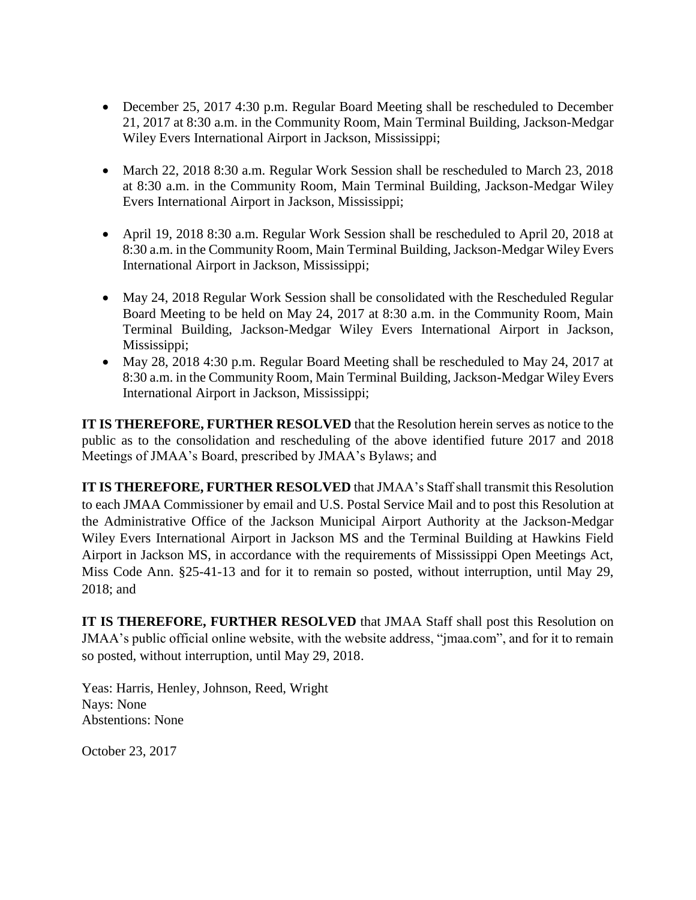- December 25, 2017 4:30 p.m. Regular Board Meeting shall be rescheduled to December 21, 2017 at 8:30 a.m. in the Community Room, Main Terminal Building, Jackson-Medgar Wiley Evers International Airport in Jackson, Mississippi;

- March 22, 2018 8:30 a.m. Regular Work Session shall be rescheduled to March 23, 2018 at 8:30 a.m. in the Community Room, Main Terminal Building, Jackson-Medgar Wiley Evers International Airport in Jackson, Mississippi;

- April 19, 2018 8:30 a.m. Regular Work Session shall be rescheduled to April 20, 2018 at 8:30 a.m. in the Community Room, Main Terminal Building, Jackson-Medgar Wiley Evers International Airport in Jackson, Mississippi;

- May 24, 2018 Regular Work Session shall be consolidated with the Rescheduled Regular Board Meeting to be held on May 24, 2017 at 8:30 a.m. in the Community Room, Main Terminal Building, Jackson-Medgar Wiley Evers International Airport in Jackson, Mississippi;
- May 28, 2018 4:30 p.m. Regular Board Meeting shall be rescheduled to May 24, 2017 at 8:30 a.m. in the Community Room, Main Terminal Building, Jackson-Medgar Wiley Evers International Airport in Jackson, Mississippi;

**IT IS THEREFORE, FURTHER RESOLVED** that the Resolution herein serves as notice to the public as to the consolidation and rescheduling of the above identified future 2017 and 2018 Meetings of JMAA's Board, prescribed by JMAA's Bylaws; and

**IT IS THEREFORE, FURTHER RESOLVED** that JMAA's Staff shall transmit this Resolution to each JMAA Commissioner by email and U.S. Postal Service Mail and to post this Resolution at the Administrative Office of the Jackson Municipal Airport Authority at the Jackson-Medgar Wiley Evers International Airport in Jackson MS and the Terminal Building at Hawkins Field Airport in Jackson MS, in accordance with the requirements of Mississippi Open Meetings Act, Miss Code Ann. §25-41-13 and for it to remain so posted, without interruption, until May 29, 2018; and

**IT IS THEREFORE, FURTHER RESOLVED** that JMAA Staff shall post this Resolution on JMAA's public official online website, with the website address, "jmaa.com", and for it to remain so posted, without interruption, until May 29, 2018.

Yeas: Harris, Henley, Johnson, Reed, Wright
Nays: None
Abstentions: None

October 23, 2017